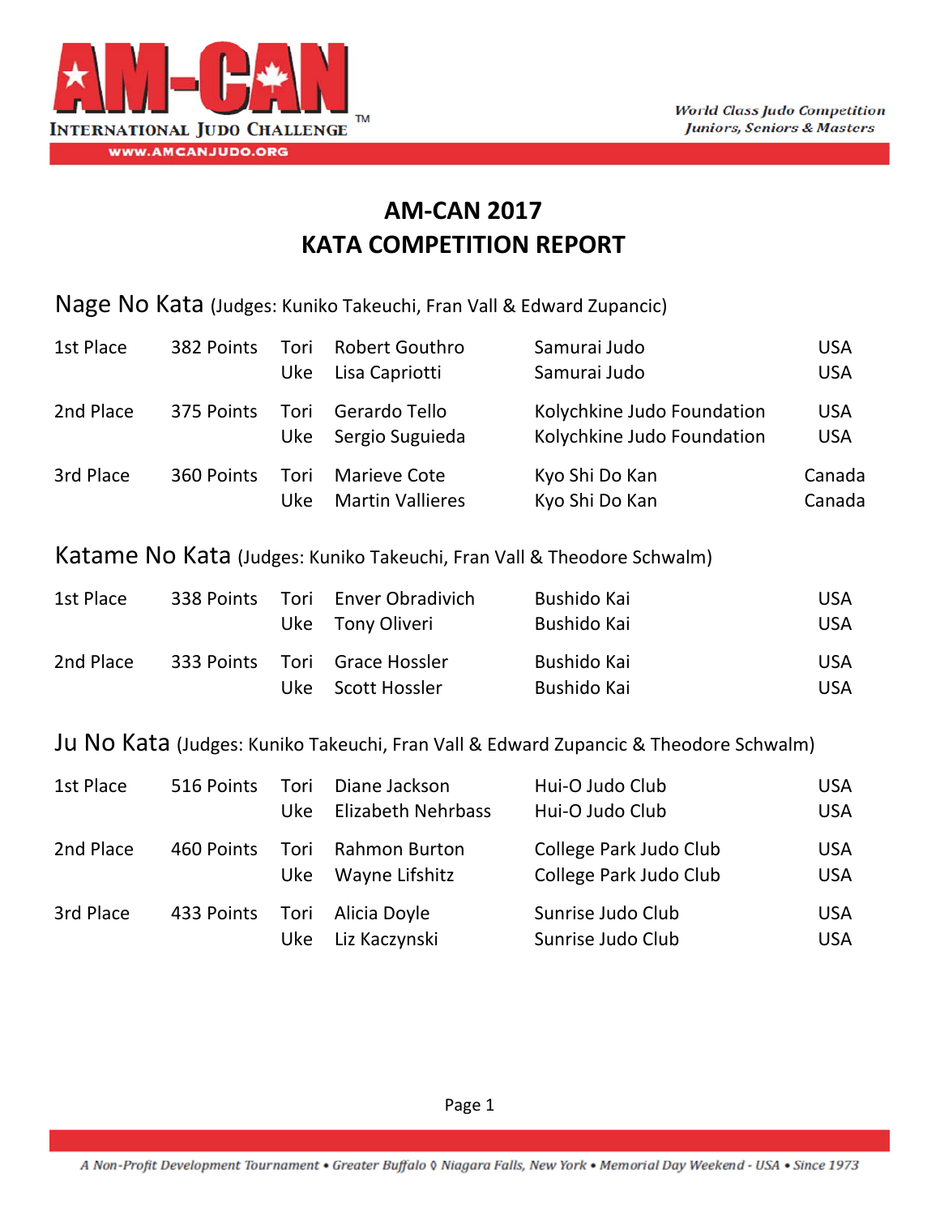AM-CAN

INTERNATIONAL JUDO CHALLENGE™

WWW.AMCANJUDO.ORG

*World Class Judo Competition*
*Juniors, Seniors & Masters*

# AM-CAN 2017
# KATA COMPETITION REPORT

## Nage No Kata (Judges: Kuniko Takeuchi, Fran Vall & Edward Zupancic)

| | | | | | |
|---|---|---|---|---|---|
| 1st Place | 382 Points | Tori | Robert Gouthro | Samurai Judo | USA |
| | | Uke | Lisa Capriotti | Samurai Judo | USA |
| 2nd Place | 375 Points | Tori | Gerardo Tello | Kolychkine Judo Foundation | USA |
| | | Uke | Sergio Suguieda | Kolychkine Judo Foundation | USA |
| 3rd Place | 360 Points | Tori | Marieve Cote | Kyo Shi Do Kan | Canada |
| | | Uke | Martin Vallieres | Kyo Shi Do Kan | Canada |

## Katame No Kata (Judges: Kuniko Takeuchi, Fran Vall & Theodore Schwalm)

| | | | | | |
|---|---|---|---|---|---|
| 1st Place | 338 Points | Tori | Enver Obradivich | Bushido Kai | USA |
| | | Uke | Tony Oliveri | Bushido Kai | USA |
| 2nd Place | 333 Points | Tori | Grace Hossler | Bushido Kai | USA |
| | | Uke | Scott Hossler | Bushido Kai | USA |

## Ju No Kata (Judges: Kuniko Takeuchi, Fran Vall & Edward Zupancic & Theodore Schwalm)

| | | | | | |
|---|---|---|---|---|---|
| 1st Place | 516 Points | Tori | Diane Jackson | Hui-O Judo Club | USA |
| | | Uke | Elizabeth Nehrbass | Hui-O Judo Club | USA |
| 2nd Place | 460 Points | Tori | Rahmon Burton | College Park Judo Club | USA |
| | | Uke | Wayne Lifshitz | College Park Judo Club | USA |
| 3rd Place | 433 Points | Tori | Alicia Doyle | Sunrise Judo Club | USA |
| | | Uke | Liz Kaczynski | Sunrise Judo Club | USA |

*A Non-Profit Development Tournament • Greater Buffalo ◊ Niagara Falls, New York • Memorial Day Weekend - USA • Since 1973*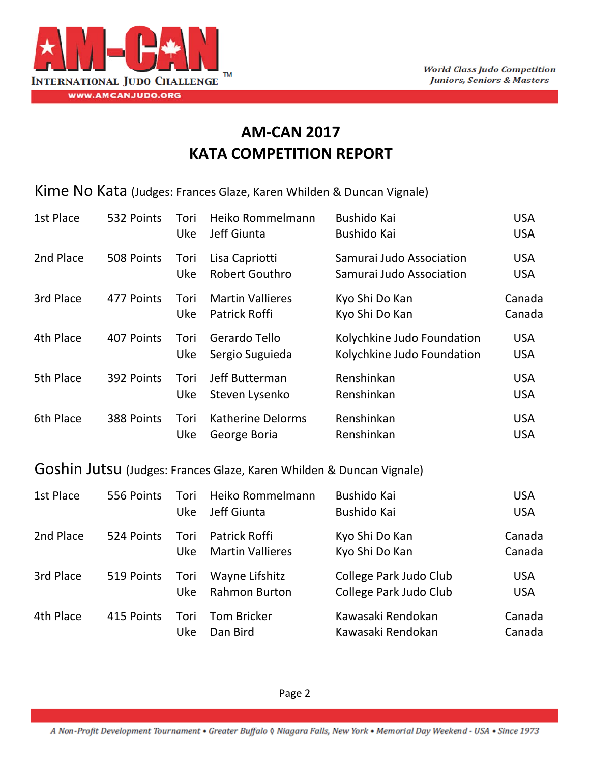# AM-CAN 2017
# KATA COMPETITION REPORT

## Kime No Kata (Judges: Frances Glaze, Karen Whilden & Duncan Vignale)

| | | | | | |
|---|---|---|---|---|---|
| 1st Place | 532 Points | Tori | Heiko Rommelmann | Bushido Kai | USA |
| | | Uke | Jeff Giunta | Bushido Kai | USA |
| 2nd Place | 508 Points | Tori | Lisa Capriotti | Samurai Judo Association | USA |
| | | Uke | Robert Gouthro | Samurai Judo Association | USA |
| 3rd Place | 477 Points | Tori | Martin Vallieres | Kyo Shi Do Kan | Canada |
| | | Uke | Patrick Roffi | Kyo Shi Do Kan | Canada |
| 4th Place | 407 Points | Tori | Gerardo Tello | Kolychkine Judo Foundation | USA |
| | | Uke | Sergio Suguieda | Kolychkine Judo Foundation | USA |
| 5th Place | 392 Points | Tori | Jeff Butterman | Renshinkan | USA |
| | | Uke | Steven Lysenko | Renshinkan | USA |
| 6th Place | 388 Points | Tori | Katherine Delorms | Renshinkan | USA |
| | | Uke | George Boria | Renshinkan | USA |

## Goshin Jutsu (Judges: Frances Glaze, Karen Whilden & Duncan Vignale)

| | | | | | |
|---|---|---|---|---|---|
| 1st Place | 556 Points | Tori | Heiko Rommelmann | Bushido Kai | USA |
| | | Uke | Jeff Giunta | Bushido Kai | USA |
| 2nd Place | 524 Points | Tori | Patrick Roffi | Kyo Shi Do Kan | Canada |
| | | Uke | Martin Vallieres | Kyo Shi Do Kan | Canada |
| 3rd Place | 519 Points | Tori | Wayne Lifshitz | College Park Judo Club | USA |
| | | Uke | Rahmon Burton | College Park Judo Club | USA |
| 4th Place | 415 Points | Tori | Tom Bricker | Kawasaki Rendokan | Canada |
| | | Uke | Dan Bird | Kawasaki Rendokan | Canada |